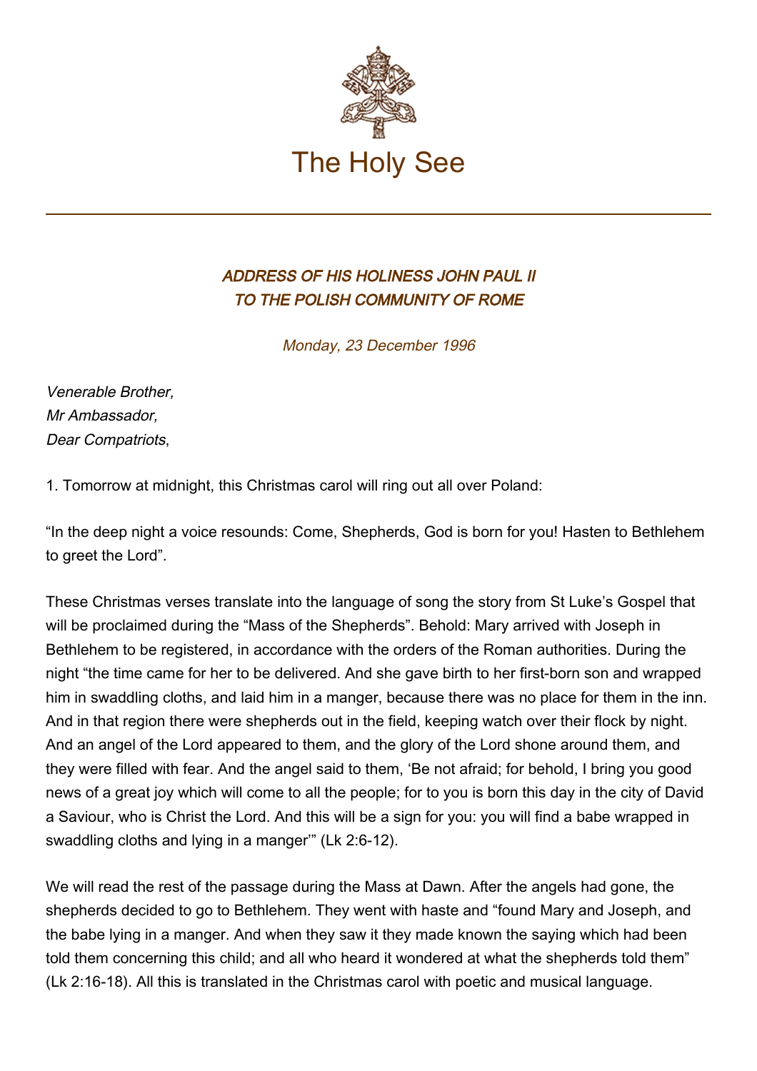The Holy See

# *ADDRESS OF HIS HOLINESS JOHN PAUL II TO THE POLISH COMMUNITY OF ROME*

*Monday, 23 December 1996*

*Venerable Brother,*
*Mr Ambassador,*
*Dear Compatriots*,

1. Tomorrow at midnight, this Christmas carol will ring out all over Poland:

"In the deep night a voice resounds: Come, Shepherds, God is born for you! Hasten to Bethlehem to greet the Lord".

These Christmas verses translate into the language of song the story from St Luke's Gospel that will be proclaimed during the "Mass of the Shepherds". Behold: Mary arrived with Joseph in Bethlehem to be registered, in accordance with the orders of the Roman authorities. During the night "the time came for her to be delivered. And she gave birth to her first-born son and wrapped him in swaddling cloths, and laid him in a manger, because there was no place for them in the inn. And in that region there were shepherds out in the field, keeping watch over their flock by night. And an angel of the Lord appeared to them, and the glory of the Lord shone around them, and they were filled with fear. And the angel said to them, 'Be not afraid; for behold, I bring you good news of a great joy which will come to all the people; for to you is born this day in the city of David a Saviour, who is Christ the Lord. And this will be a sign for you: you will find a babe wrapped in swaddling cloths and lying in a manger'" (Lk 2:6-12).

We will read the rest of the passage during the Mass at Dawn. After the angels had gone, the shepherds decided to go to Bethlehem. They went with haste and "found Mary and Joseph, and the babe lying in a manger. And when they saw it they made known the saying which had been told them concerning this child; and all who heard it wondered at what the shepherds told them" (Lk 2:16-18). All this is translated in the Christmas carol with poetic and musical language.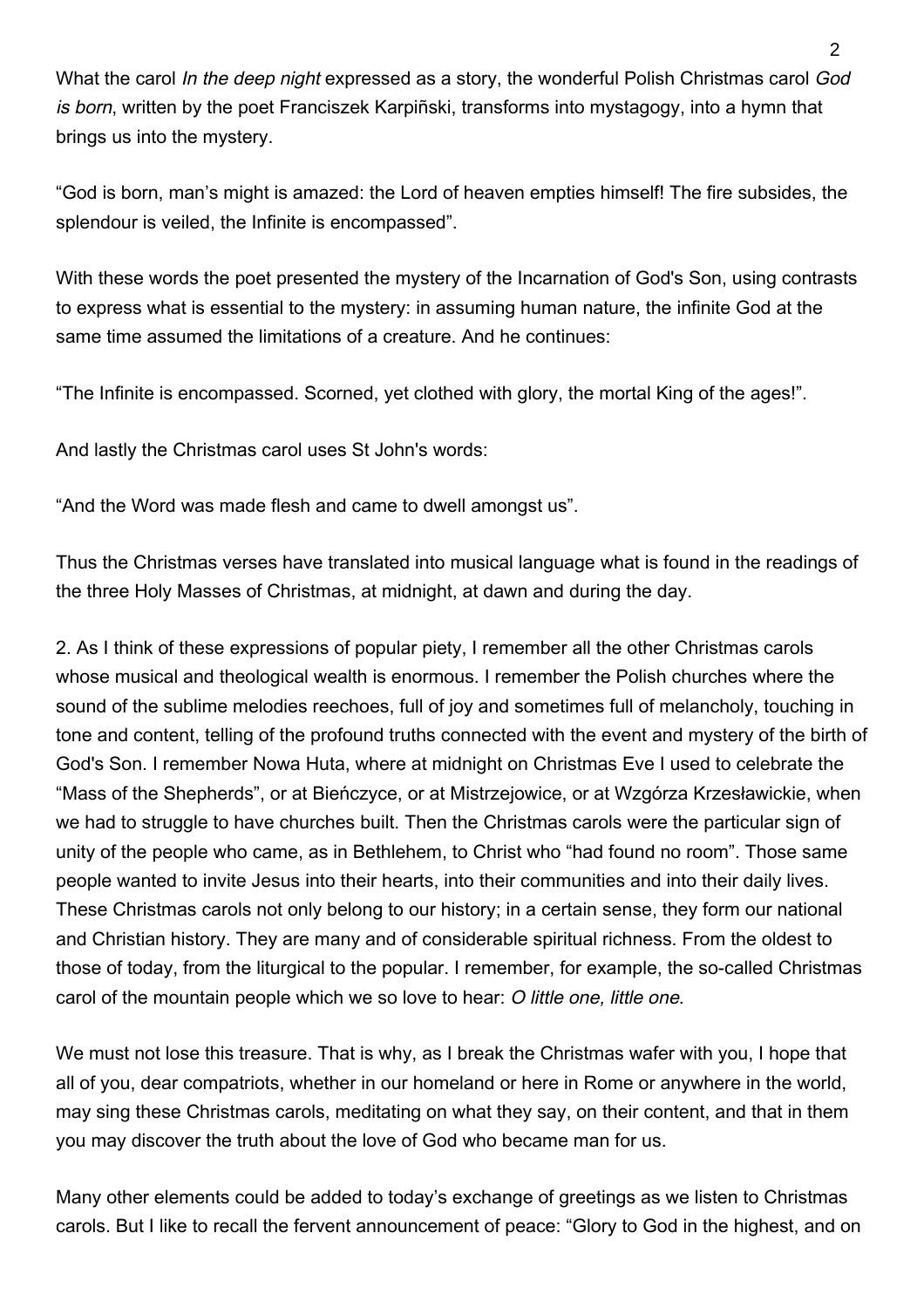What the carol *In the deep night* expressed as a story, the wonderful Polish Christmas carol *God is born*, written by the poet Franciszek Karpiñski, transforms into mystagogy, into a hymn that brings us into the mystery.

“God is born, man’s might is amazed: the Lord of heaven empties himself! The fire subsides, the splendour is veiled, the Infinite is encompassed”.

With these words the poet presented the mystery of the Incarnation of God's Son, using contrasts to express what is essential to the mystery: in assuming human nature, the infinite God at the same time assumed the limitations of a creature. And he continues:

“The Infinite is encompassed. Scorned, yet clothed with glory, the mortal King of the ages!”.

And lastly the Christmas carol uses St John's words:

“And the Word was made flesh and came to dwell amongst us”.

Thus the Christmas verses have translated into musical language what is found in the readings of the three Holy Masses of Christmas, at midnight, at dawn and during the day.

2. As I think of these expressions of popular piety, I remember all the other Christmas carols whose musical and theological wealth is enormous. I remember the Polish churches where the sound of the sublime melodies reechoes, full of joy and sometimes full of melancholy, touching in tone and content, telling of the profound truths connected with the event and mystery of the birth of God's Son. I remember Nowa Huta, where at midnight on Christmas Eve I used to celebrate the “Mass of the Shepherds”, or at Bieńczyce, or at Mistrzejowice, or at Wzgórza Krzesławickie, when we had to struggle to have churches built. Then the Christmas carols were the particular sign of unity of the people who came, as in Bethlehem, to Christ who “had found no room”. Those same people wanted to invite Jesus into their hearts, into their communities and into their daily lives. These Christmas carols not only belong to our history; in a certain sense, they form our national and Christian history. They are many and of considerable spiritual richness. From the oldest to those of today, from the liturgical to the popular. I remember, for example, the so-called Christmas carol of the mountain people which we so love to hear: *O little one, little one*.

We must not lose this treasure. That is why, as I break the Christmas wafer with you, I hope that all of you, dear compatriots, whether in our homeland or here in Rome or anywhere in the world, may sing these Christmas carols, meditating on what they say, on their content, and that in them you may discover the truth about the love of God who became man for us.

Many other elements could be added to today’s exchange of greetings as we listen to Christmas carols. But I like to recall the fervent announcement of peace: “Glory to God in the highest, and on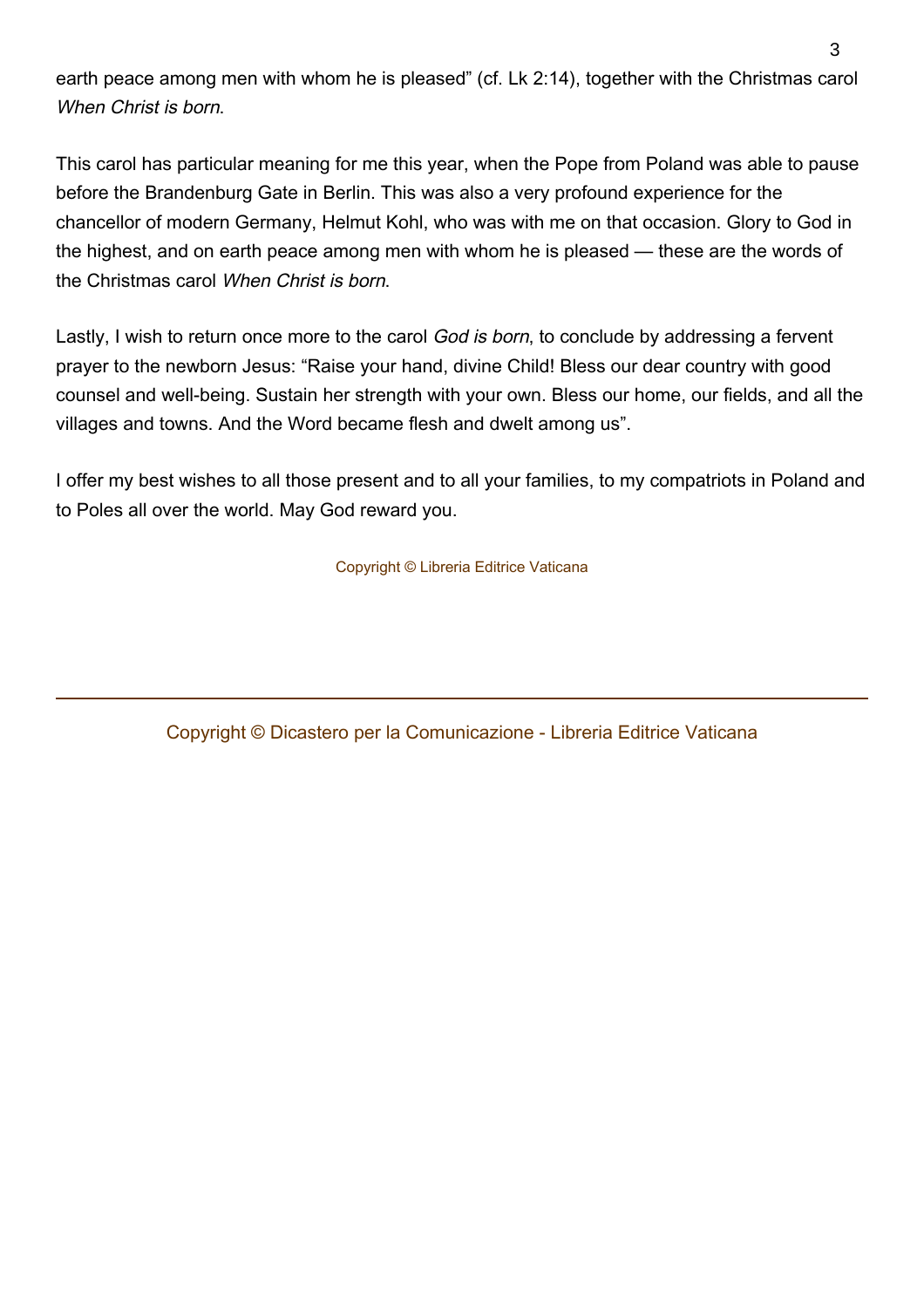earth peace among men with whom he is pleased" (cf. Lk 2:14), together with the Christmas carol *When Christ is born*.

This carol has particular meaning for me this year, when the Pope from Poland was able to pause before the Brandenburg Gate in Berlin. This was also a very profound experience for the chancellor of modern Germany, Helmut Kohl, who was with me on that occasion. Glory to God in the highest, and on earth peace among men with whom he is pleased — these are the words of the Christmas carol *When Christ is born*.

Lastly, I wish to return once more to the carol *God is born*, to conclude by addressing a fervent prayer to the newborn Jesus: "Raise your hand, divine Child! Bless our dear country with good counsel and well-being. Sustain her strength with your own. Bless our home, our fields, and all the villages and towns. And the Word became flesh and dwelt among us".

I offer my best wishes to all those present and to all your families, to my compatriots in Poland and to Poles all over the world. May God reward you.

Copyright © Libreria Editrice Vaticana

---

Copyright © Dicastero per la Comunicazione - Libreria Editrice Vaticana